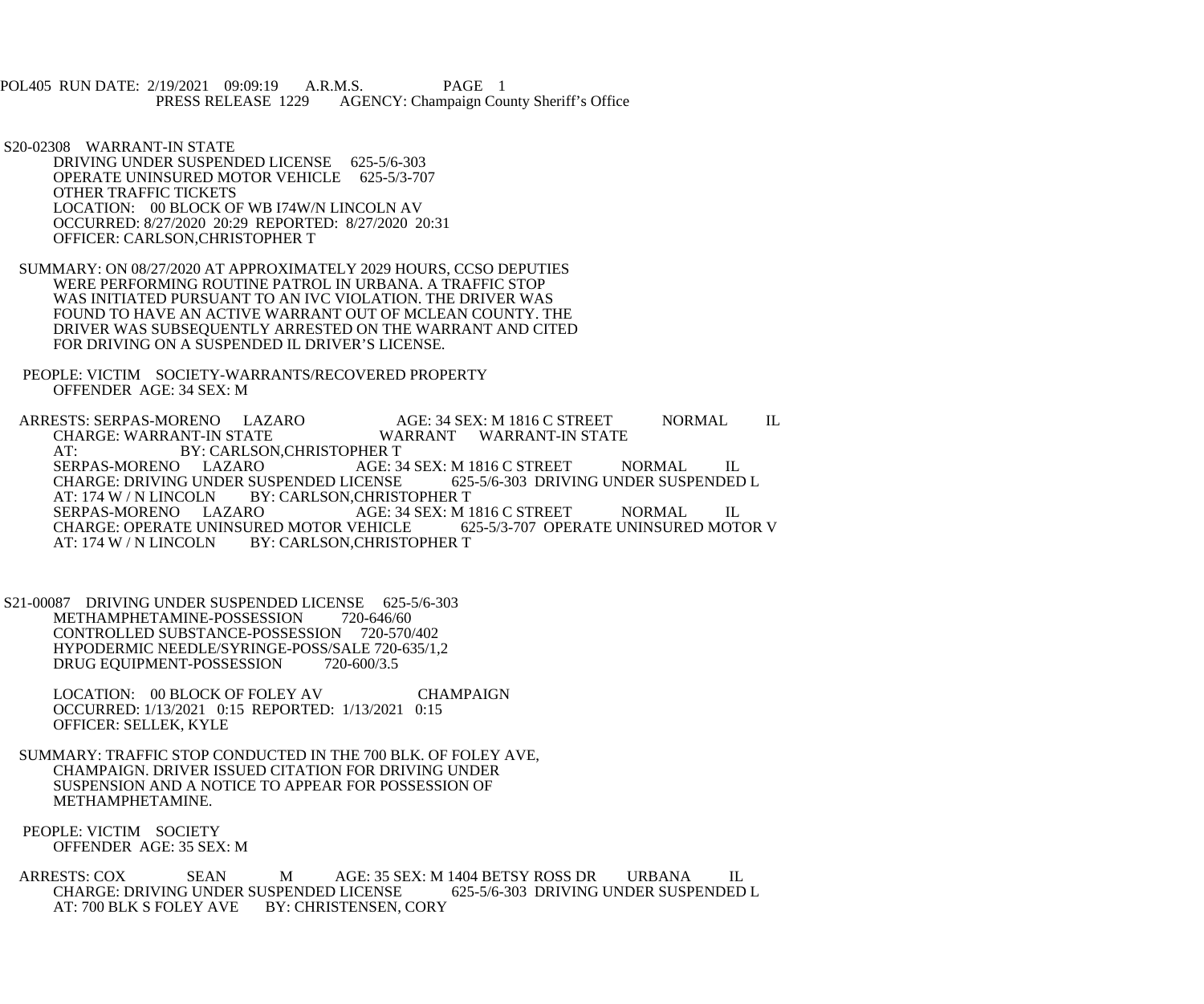POL405 RUN DATE: 2/19/2021 09:09:19 A.R.M.S. PAGE 1
PRESS RELEASE 1229 AGENCY: Champaign County Sheriff's Office

S20-02308 WARRANT-IN STATE
DRIVING UNDER SUSPENDED LICENSE 625-5/6-303
OPERATE UNINSURED MOTOR VEHICLE 625-5/3-707
OTHER TRAFFIC TICKETS
LOCATION: 00 BLOCK OF WB I74W/N LINCOLN AV
OCCURRED: 8/27/2020 20:29 REPORTED: 8/27/2020 20:31
OFFICER: CARLSON,CHRISTOPHER T

SUMMARY: ON 08/27/2020 AT APPROXIMATELY 2029 HOURS, CCSO DEPUTIES WERE PERFORMING ROUTINE PATROL IN URBANA. A TRAFFIC STOP WAS INITIATED PURSUANT TO AN IVC VIOLATION. THE DRIVER WAS FOUND TO HAVE AN ACTIVE WARRANT OUT OF MCLEAN COUNTY. THE DRIVER WAS SUBSEQUENTLY ARRESTED ON THE WARRANT AND CITED FOR DRIVING ON A SUSPENDED IL DRIVER'S LICENSE.

PEOPLE: VICTIM SOCIETY-WARRANTS/RECOVERED PROPERTY
OFFENDER AGE: 34 SEX: M

ARRESTS: SERPAS-MORENO LAZARO AGE: 34 SEX: M 1816 C STREET NORMAL IL
CHARGE: WARRANT-IN STATE WARRANT WARRANT-IN STATE
AT: BY: CARLSON,CHRISTOPHER T
SERPAS-MORENO LAZARO AGE: 34 SEX: M 1816 C STREET NORMAL IL
CHARGE: DRIVING UNDER SUSPENDED LICENSE 625-5/6-303 DRIVING UNDER SUSPENDED L
AT: 174 W / N LINCOLN BY: CARLSON,CHRISTOPHER T
SERPAS-MORENO LAZARO AGE: 34 SEX: M 1816 C STREET NORMAL IL
CHARGE: OPERATE UNINSURED MOTOR VEHICLE 625-5/3-707 OPERATE UNINSURED MOTOR V
AT: 174 W / N LINCOLN BY: CARLSON,CHRISTOPHER T

S21-00087 DRIVING UNDER SUSPENDED LICENSE 625-5/6-303
METHAMPHETAMINE-POSSESSION 720-646/60
CONTROLLED SUBSTANCE-POSSESSION 720-570/402
HYPODERMIC NEEDLE/SYRINGE-POSS/SALE 720-635/1,2
DRUG EQUIPMENT-POSSESSION 720-600/3.5

LOCATION: 00 BLOCK OF FOLEY AV CHAMPAIGN
OCCURRED: 1/13/2021 0:15 REPORTED: 1/13/2021 0:15
OFFICER: SELLEK, KYLE

SUMMARY: TRAFFIC STOP CONDUCTED IN THE 700 BLK. OF FOLEY AVE, CHAMPAIGN. DRIVER ISSUED CITATION FOR DRIVING UNDER SUSPENSION AND A NOTICE TO APPEAR FOR POSSESSION OF METHAMPHETAMINE.

PEOPLE: VICTIM SOCIETY
OFFENDER AGE: 35 SEX: M

ARRESTS: COX SEAN M AGE: 35 SEX: M 1404 BETSY ROSS DR URBANA IL
CHARGE: DRIVING UNDER SUSPENDED LICENSE 625-5/6-303 DRIVING UNDER SUSPENDED L
AT: 700 BLK S FOLEY AVE BY: CHRISTENSEN, CORY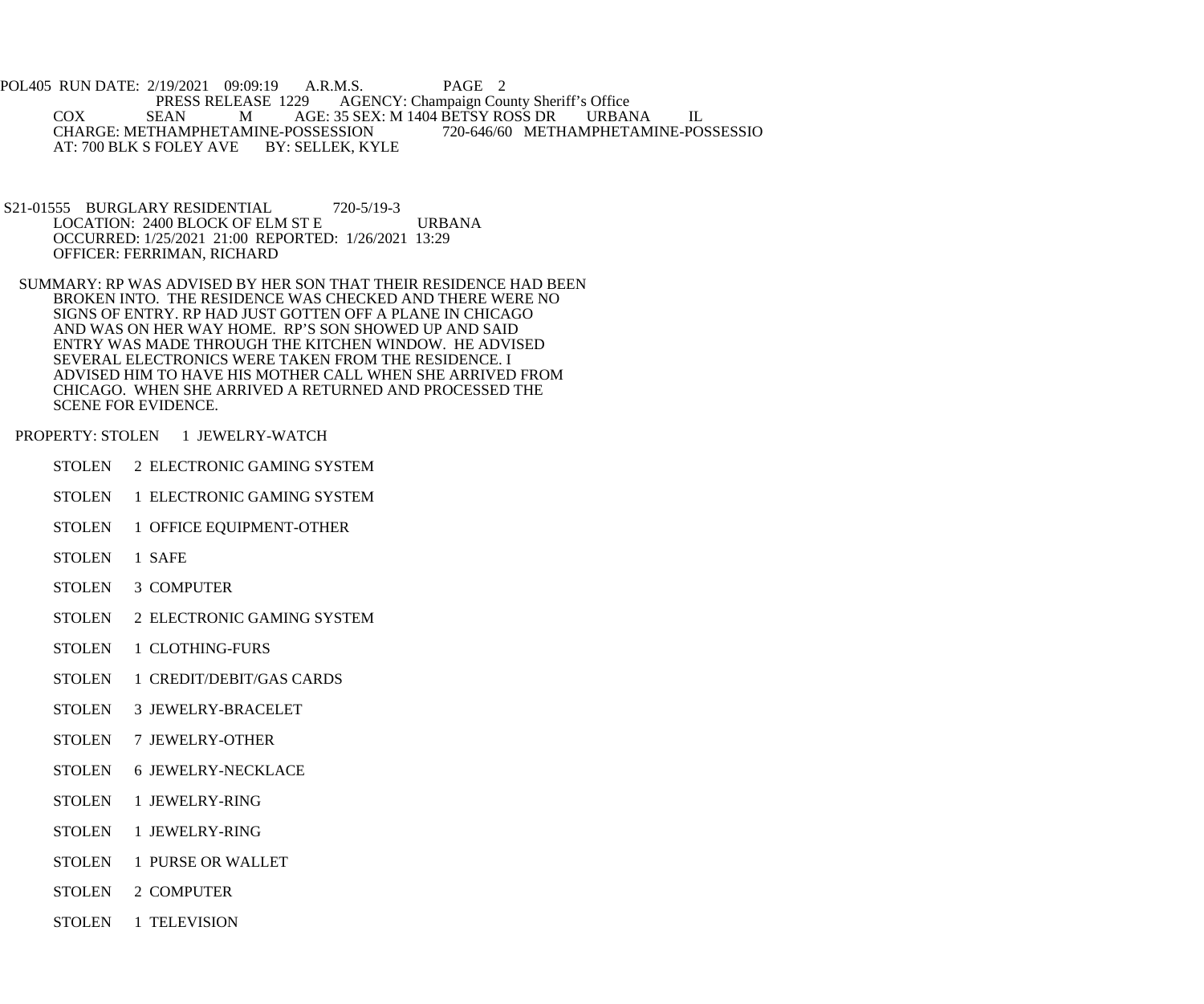PRESS RELEASE 1229 AGENCY: Champaign County Sheriff's Office

COX SEAN M AGE: 35 SEX: M 1404 BETSY ROSS DR URBANA IL
CHARGE: METHAMPHETAMINE-POSSESSION 720-646/60 METHAMPHETAMINE-POSSESSIO
AT: 700 BLK S FOLEY AVE BY: SELLEK, KYLE

S21-01555 BURGLARY RESIDENTIAL 720-5/19-3
LOCATION: 2400 BLOCK OF ELM ST E URBANA
OCCURRED: 1/25/2021 21:00 REPORTED: 1/26/2021 13:29
OFFICER: FERRIMAN, RICHARD

SUMMARY: RP WAS ADVISED BY HER SON THAT THEIR RESIDENCE HAD BEEN BROKEN INTO. THE RESIDENCE WAS CHECKED AND THERE WERE NO SIGNS OF ENTRY. RP HAD JUST GOTTEN OFF A PLANE IN CHICAGO AND WAS ON HER WAY HOME. RP'S SON SHOWED UP AND SAID ENTRY WAS MADE THROUGH THE KITCHEN WINDOW. HE ADVISED SEVERAL ELECTRONICS WERE TAKEN FROM THE RESIDENCE. I ADVISED HIM TO HAVE HIS MOTHER CALL WHEN SHE ARRIVED FROM CHICAGO. WHEN SHE ARRIVED A RETURNED AND PROCESSED THE SCENE FOR EVIDENCE.

PROPERTY: STOLEN 1 JEWELRY-WATCH

STOLEN 2 ELECTRONIC GAMING SYSTEM

STOLEN 1 ELECTRONIC GAMING SYSTEM

STOLEN 1 OFFICE EQUIPMENT-OTHER

STOLEN 1 SAFE

STOLEN 3 COMPUTER

STOLEN 2 ELECTRONIC GAMING SYSTEM

STOLEN 1 CLOTHING-FURS

STOLEN 1 CREDIT/DEBIT/GAS CARDS

STOLEN 3 JEWELRY-BRACELET

STOLEN 7 JEWELRY-OTHER

STOLEN 6 JEWELRY-NECKLACE

STOLEN 1 JEWELRY-RING

STOLEN 1 JEWELRY-RING

STOLEN 1 PURSE OR WALLET

STOLEN 2 COMPUTER

STOLEN 1 TELEVISION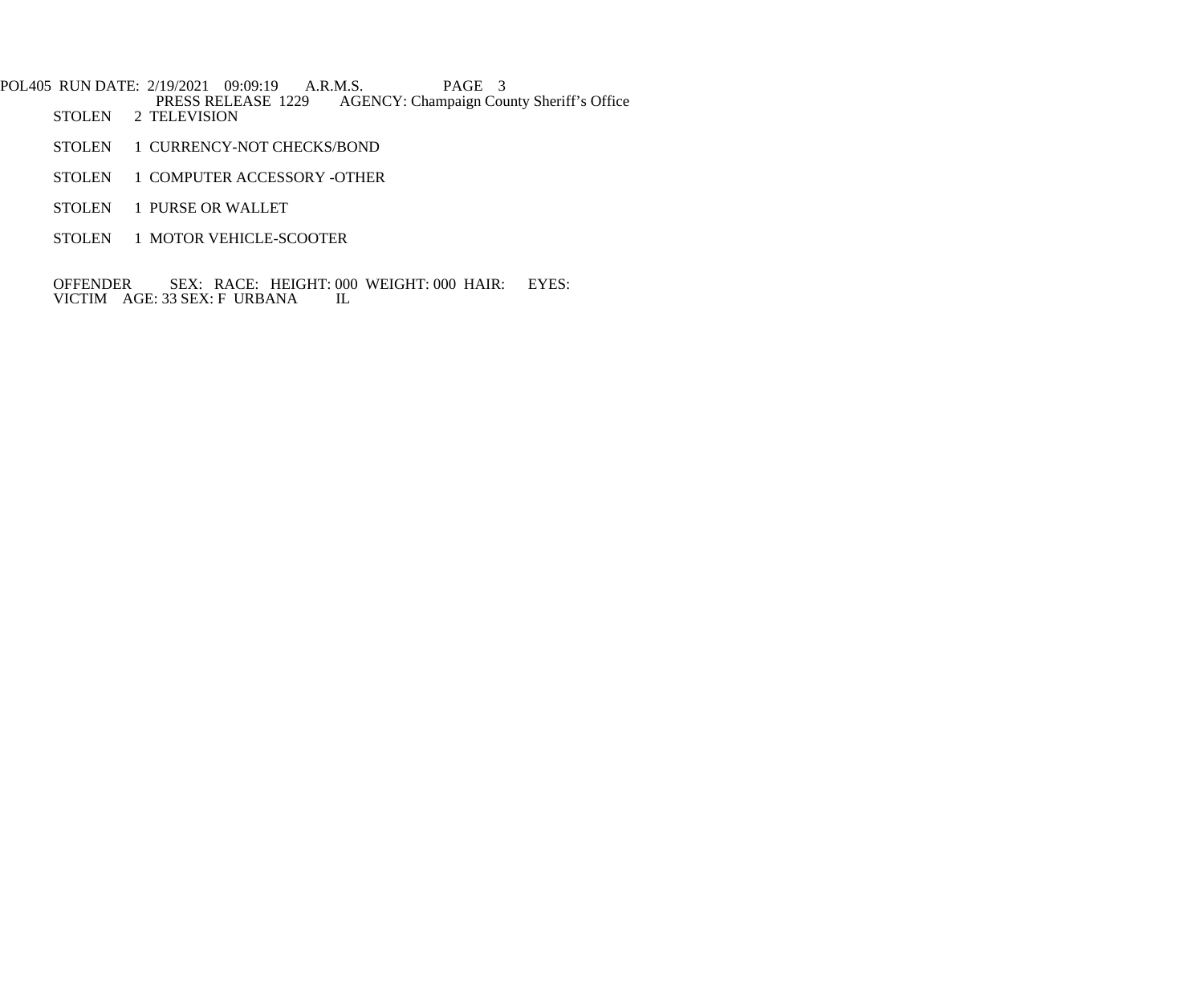STOLEN 2 TELEVISION

STOLEN 1 CURRENCY-NOT CHECKS/BOND

STOLEN 1 COMPUTER ACCESSORY -OTHER

STOLEN 1 PURSE OR WALLET

STOLEN 1 MOTOR VEHICLE-SCOOTER

OFFENDER SEX: RACE: HEIGHT: 000 WEIGHT: 000 HAIR: EYES:
VICTIM AGE: 33 SEX: F URBANA IL